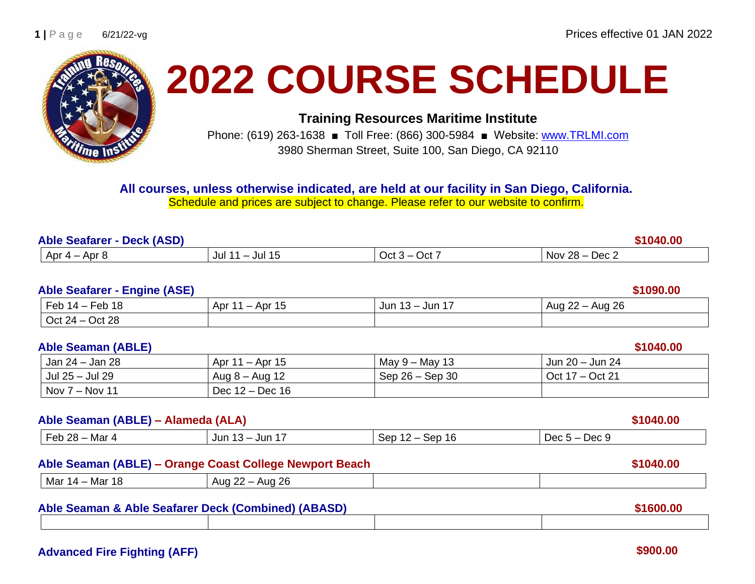6/21/22-vg

Prices effective 01 JAN 2022

# 2022 COURSE SCHEDULE

**Training Resources Maritime Institute**

Phone: (619) 263-1638 ■ Toll Free: (866) 300-5984 ■ Website: www.TRLMI.com

3980 Sherman Street, Suite 100, San Diego, CA 92110

**All courses, unless otherwise indicated, are held at our facility in San Diego, California.**

Schedule and prices are subject to change. Please refer to our website to confirm.

### Able Seafarer - Deck (ASD) — $1040.00

| | | | |
|---|---|---|---|
| Apr 4 – Apr 8 | Jul 11 – Jul 15 | Oct 3 – Oct 7 | Nov 28 – Dec 2 |

### Able Seafarer - Engine (ASE) — $1090.00

| | | | |
|---|---|---|---|
| Feb 14 – Feb 18 | Apr 11 – Apr 15 | Jun 13 – Jun 17 | Aug 22 – Aug 26 |
| Oct 24 – Oct 28 | | | |

### Able Seaman (ABLE) — $1040.00

| | | | |
|---|---|---|---|
| Jan 24 – Jan 28 | Apr 11 – Apr 15 | May 9 – May 13 | Jun 20 – Jun 24 |
| Jul 25 – Jul 29 | Aug 8 – Aug 12 | Sep 26 – Sep 30 | Oct 17 – Oct 21 |
| Nov 7 – Nov 11 | Dec 12 – Dec 16 | | |

### Able Seaman (ABLE) – Alameda (ALA) — $1040.00

| | | | |
|---|---|---|---|
| Feb 28 – Mar 4 | Jun 13 – Jun 17 | Sep 12 – Sep 16 | Dec 5 – Dec 9 |

### Able Seaman (ABLE) – Orange Coast College Newport Beach — $1040.00

| | | | |
|---|---|---|---|
| Mar 14 – Mar 18 | Aug 22 – Aug 26 | | |

### Able Seaman & Able Seafarer Deck (Combined) (ABASD) — $1600.00

| | | | |
|---|---|---|---|
| | | | |

### Advanced Fire Fighting (AFF) — $900.00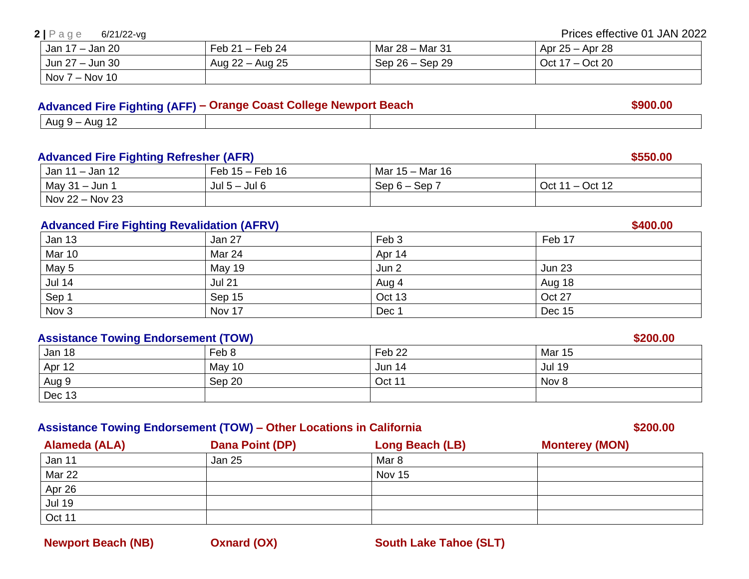Prices effective 01 JAN 2022

| | | | |
|---|---|---|---|
| Jan 17 – Jan 20 | Feb 21 – Feb 24 | Mar 28 – Mar 31 | Apr 25 – Apr 28 |
| Jun 27 – Jun 30 | Aug 22 – Aug 25 | Sep 26 – Sep 29 | Oct 17 – Oct 20 |
| Nov 7 – Nov 10 | | | |

### Advanced Fire Fighting (AFF) – Orange Coast College Newport Beach — $900.00

| | | | |
|---|---|---|---|
| Aug 9 – Aug 12 | | | |

### Advanced Fire Fighting Refresher (AFR) — $550.00

| | | | |
|---|---|---|---|
| Jan 11 – Jan 12 | Feb 15 – Feb 16 | Mar 15 – Mar 16 | |
| May 31 – Jun 1 | Jul 5 – Jul 6 | Sep 6 – Sep 7 | Oct 11 – Oct 12 |
| Nov 22 – Nov 23 | | | |

### Advanced Fire Fighting Revalidation (AFRV) — $400.00

| | | | |
|---|---|---|---|
| Jan 13 | Jan 27 | Feb 3 | Feb 17 |
| Mar 10 | Mar 24 | Apr 14 | |
| May 5 | May 19 | Jun 2 | Jun 23 |
| Jul 14 | Jul 21 | Aug 4 | Aug 18 |
| Sep 1 | Sep 15 | Oct 13 | Oct 27 |
| Nov 3 | Nov 17 | Dec 1 | Dec 15 |

### Assistance Towing Endorsement (TOW) — $200.00

| | | | |
|---|---|---|---|
| Jan 18 | Feb 8 | Feb 22 | Mar 15 |
| Apr 12 | May 10 | Jun 14 | Jul 19 |
| Aug 9 | Sep 20 | Oct 11 | Nov 8 |
| Dec 13 | | | |

### Assistance Towing Endorsement (TOW) – Other Locations in California — $200.00

| Alameda (ALA) | Dana Point (DP) | Long Beach (LB) | Monterey (MON) |
|---|---|---|---|
| Jan 11 | Jan 25 | Mar 8 | |
| Mar 22 | | Nov 15 | |
| Apr 26 | | | |
| Jul 19 | | | |
| Oct 11 | | | |

| Newport Beach (NB) | Oxnard (OX) | South Lake Tahoe (SLT) |
|---|---|---|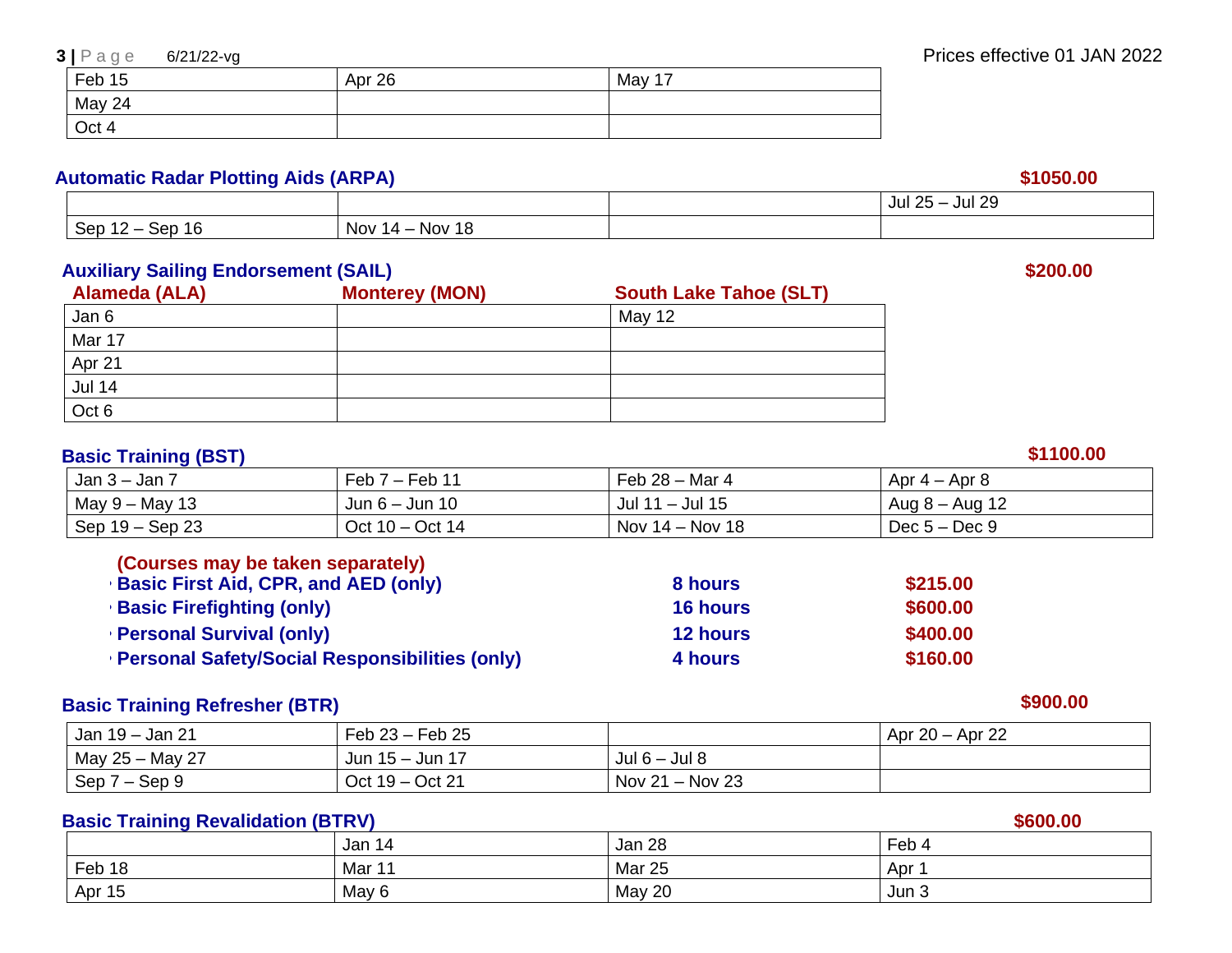Prices effective 01 JAN 2022

| | | |
|---|---|---|
| Feb 15 | Apr 26 | May 17 |
| May 24 | | |
| Oct 4 | | |

## Automatic Radar Plotting Aids (ARPA)

**$1050.00**

| | | | |
|---|---|---|---|
| | | | Jul 25 – Jul 29 |
| Sep 12 – Sep 16 | Nov 14 – Nov 18 | | |

## Auxiliary Sailing Endorsement (SAIL)

**$200.00**

| Alameda (ALA) | Monterey (MON) | South Lake Tahoe (SLT) |
|---|---|---|
| Jan 6 | | May 12 |
| Mar 17 | | |
| Apr 21 | | |
| Jul 14 | | |
| Oct 6 | | |

## Basic Training (BST)

**$1100.00**

| | | | |
|---|---|---|---|
| Jan 3 – Jan 7 | Feb 7 – Feb 11 | Feb 28 – Mar 4 | Apr 4 – Apr 8 |
| May 9 – May 13 | Jun 6 – Jun 10 | Jul 11 – Jul 15 | Aug 8 – Aug 12 |
| Sep 19 – Sep 23 | Oct 10 – Oct 14 | Nov 14 – Nov 18 | Dec 5 – Dec 9 |

**(Courses may be taken separately)**

| Course | Hours | Price |
|---|---|---|
| **Basic First Aid, CPR, and AED (only)** | **8 hours** | **$215.00** |
| **Basic Firefighting (only)** | **16 hours** | **$600.00** |
| **Personal Survival (only)** | **12 hours** | **$400.00** |
| **Personal Safety/Social Responsibilities (only)** | **4 hours** | **$160.00** |

## Basic Training Refresher (BTR)

**$900.00**

| | | | |
|---|---|---|---|
| Jan 19 – Jan 21 | Feb 23 – Feb 25 | | Apr 20 – Apr 22 |
| May 25 – May 27 | Jun 15 – Jun 17 | Jul 6 – Jul 8 | |
| Sep 7 – Sep 9 | Oct 19 – Oct 21 | Nov 21 – Nov 23 | |

## Basic Training Revalidation (BTRV)

**$600.00**

| | | | |
|---|---|---|---|
| | Jan 14 | Jan 28 | Feb 4 |
| Feb 18 | Mar 11 | Mar 25 | Apr 1 |
| Apr 15 | May 6 | May 20 | Jun 3 |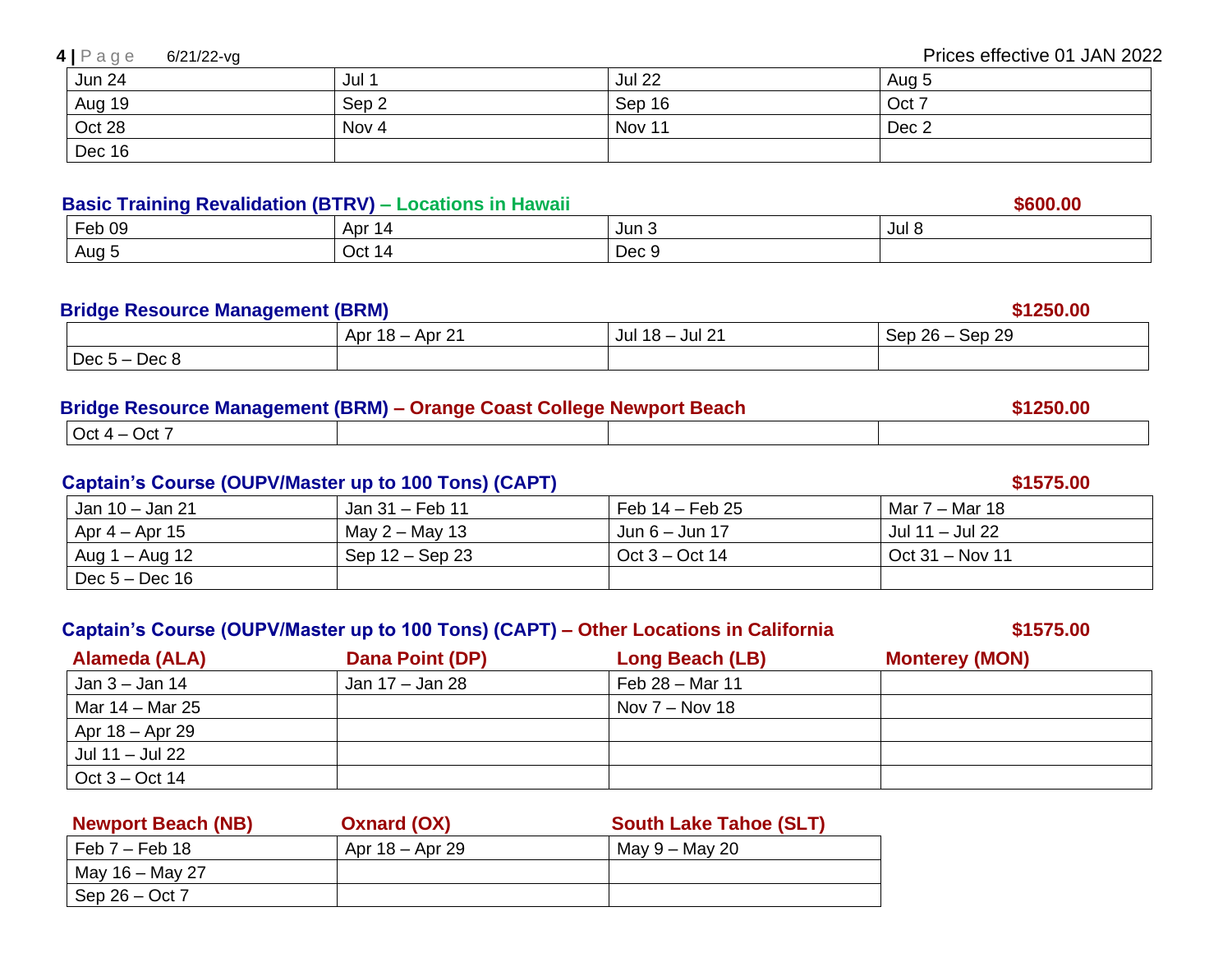| | | | |
|---|---|---|---|
| Jun 24 | Jul 1 | Jul 22 | Aug 5 |
| Aug 19 | Sep 2 | Sep 16 | Oct 7 |
| Oct 28 | Nov 4 | Nov 11 | Dec 2 |
| Dec 16 | | | |

### Basic Training Revalidation (BTRV) – Locations in Hawaii — $600.00

| | | | |
|---|---|---|---|
| Feb 09 | Apr 14 | Jun 3 | Jul 8 |
| Aug 5 | Oct 14 | Dec 9 | |

### Bridge Resource Management (BRM) — $1250.00

| | | | |
|---|---|---|---|
| | Apr 18 – Apr 21 | Jul 18 – Jul 21 | Sep 26 – Sep 29 |
| Dec 5 – Dec 8 | | | |

### Bridge Resource Management (BRM) – Orange Coast College Newport Beach — $1250.00

| | | | |
|---|---|---|---|
| Oct 4 – Oct 7 | | | |

### Captain's Course (OUPV/Master up to 100 Tons) (CAPT) — $1575.00

| | | | |
|---|---|---|---|
| Jan 10 – Jan 21 | Jan 31 – Feb 11 | Feb 14 – Feb 25 | Mar 7 – Mar 18 |
| Apr 4 – Apr 15 | May 2 – May 13 | Jun 6 – Jun 17 | Jul 11 – Jul 22 |
| Aug 1 – Aug 12 | Sep 12 – Sep 23 | Oct 3 – Oct 14 | Oct 31 – Nov 11 |
| Dec 5 – Dec 16 | | | |

### Captain's Course (OUPV/Master up to 100 Tons) (CAPT) – Other Locations in California — $1575.00

| Alameda (ALA) | Dana Point (DP) | Long Beach (LB) | Monterey (MON) |
|---|---|---|---|
| Jan 3 – Jan 14 | Jan 17 – Jan 28 | Feb 28 – Mar 11 | |
| Mar 14 – Mar 25 | | Nov 7 – Nov 18 | |
| Apr 18 – Apr 29 | | | |
| Jul 11 – Jul 22 | | | |
| Oct 3 – Oct 14 | | | |

| Newport Beach (NB) | Oxnard (OX) | South Lake Tahoe (SLT) |
|---|---|---|
| Feb 7 – Feb 18 | Apr 18 – Apr 29 | May 9 – May 20 |
| May 16 – May 27 | | |
| Sep 26 – Oct 7 | | |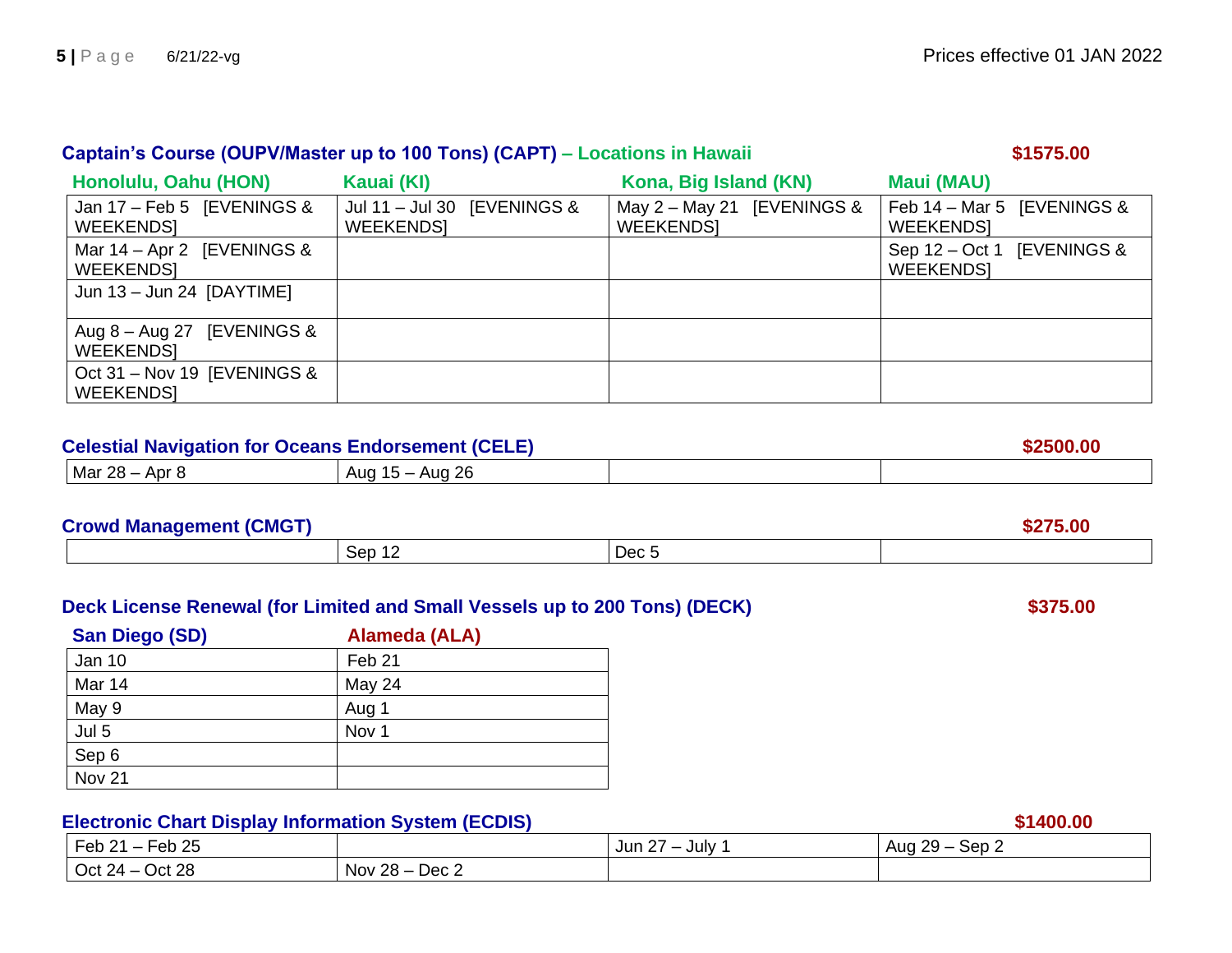## Captain's Course (OUPV/Master up to 100 Tons) (CAPT) – Locations in Hawaii

**$1575.00**

| Honolulu, Oahu (HON) | Kauai (KI) | Kona, Big Island (KN) | Maui (MAU) |
|---|---|---|---|
| Jan 17 – Feb 5 [EVENINGS & WEEKENDS] | Jul 11 – Jul 30 [EVENINGS & WEEKENDS] | May 2 – May 21 [EVENINGS & WEEKENDS] | Feb 14 – Mar 5 [EVENINGS & WEEKENDS] |
| Mar 14 – Apr 2 [EVENINGS & WEEKENDS] | | | Sep 12 – Oct 1 [EVENINGS & WEEKENDS] |
| Jun 13 – Jun 24 [DAYTIME] | | | |
| Aug 8 – Aug 27 [EVENINGS & WEEKENDS] | | | |
| Oct 31 – Nov 19 [EVENINGS & WEEKENDS] | | | |

## Celestial Navigation for Oceans Endorsement (CELE)

**$2500.00**

| | | | |
|---|---|---|---|
| Mar 28 – Apr 8 | Aug 15 – Aug 26 | | |

## Crowd Management (CMGT)

**$275.00**

| | | | |
|---|---|---|---|
| | Sep 12 | Dec 5 | |

## Deck License Renewal (for Limited and Small Vessels up to 200 Tons) (DECK)

**$375.00**

| San Diego (SD) | Alameda (ALA) |
|---|---|
| Jan 10 | Feb 21 |
| Mar 14 | May 24 |
| May 9 | Aug 1 |
| Jul 5 | Nov 1 |
| Sep 6 | |
| Nov 21 | |

## Electronic Chart Display Information System (ECDIS)

**$1400.00**

| | | | |
|---|---|---|---|
| Feb 21 – Feb 25 | | Jun 27 – July 1 | Aug 29 – Sep 2 |
| Oct 24 – Oct 28 | Nov 28 – Dec 2 | | |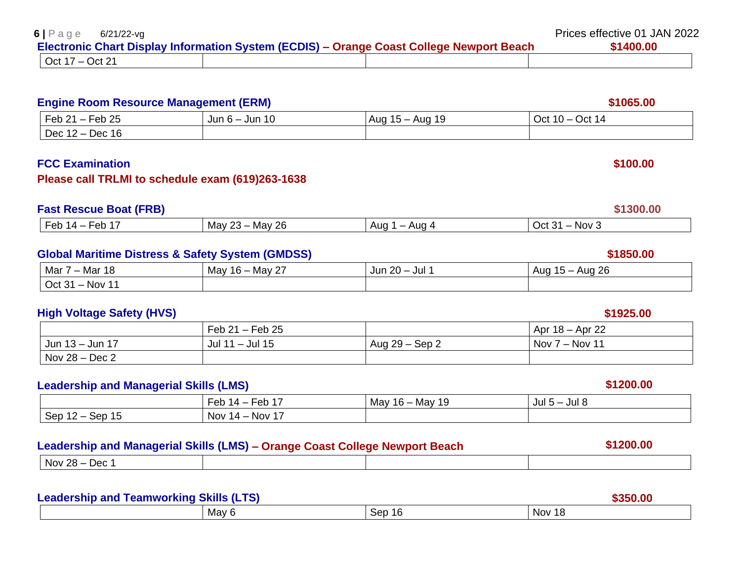Prices effective 01 JAN 2022

### Electronic Chart Display Information System (ECDIS) – Orange Coast College Newport Beach — $1400.00

| | | | |
|---|---|---|---|
| Oct 17 – Oct 21 | | | |

### Engine Room Resource Management (ERM) — $1065.00

| | | | |
|---|---|---|---|
| Feb 21 – Feb 25 | Jun 6 – Jun 10 | Aug 15 – Aug 19 | Oct 10 – Oct 14 |
| Dec 12 – Dec 16 | | | |

### FCC Examination — $100.00

**Please call TRLMI to schedule exam (619)263-1638**

### Fast Rescue Boat (FRB) — $1300.00

| | | | |
|---|---|---|---|
| Feb 14 – Feb 17 | May 23 – May 26 | Aug 1 – Aug 4 | Oct 31 – Nov 3 |

### Global Maritime Distress & Safety System (GMDSS) — $1850.00

| | | | |
|---|---|---|---|
| Mar 7 – Mar 18 | May 16 – May 27 | Jun 20 – Jul 1 | Aug 15 – Aug 26 |
| Oct 31 – Nov 11 | | | |

### High Voltage Safety (HVS) — $1925.00

| | | | |
|---|---|---|---|
| | Feb 21 – Feb 25 | | Apr 18 – Apr 22 |
| Jun 13 – Jun 17 | Jul 11 – Jul 15 | Aug 29 – Sep 2 | Nov 7 – Nov 11 |
| Nov 28 – Dec 2 | | | |

### Leadership and Managerial Skills (LMS) — $1200.00

| | | | |
|---|---|---|---|
| | Feb 14 – Feb 17 | May 16 – May 19 | Jul 5 – Jul 8 |
| Sep 12 – Sep 15 | Nov 14 – Nov 17 | | |

### Leadership and Managerial Skills (LMS) – Orange Coast College Newport Beach — $1200.00

| | | | |
|---|---|---|---|
| Nov 28 – Dec 1 | | | |

### Leadership and Teamworking Skills (LTS) — $350.00

| | | | |
|---|---|---|---|
| | May 6 | Sep 16 | Nov 18 |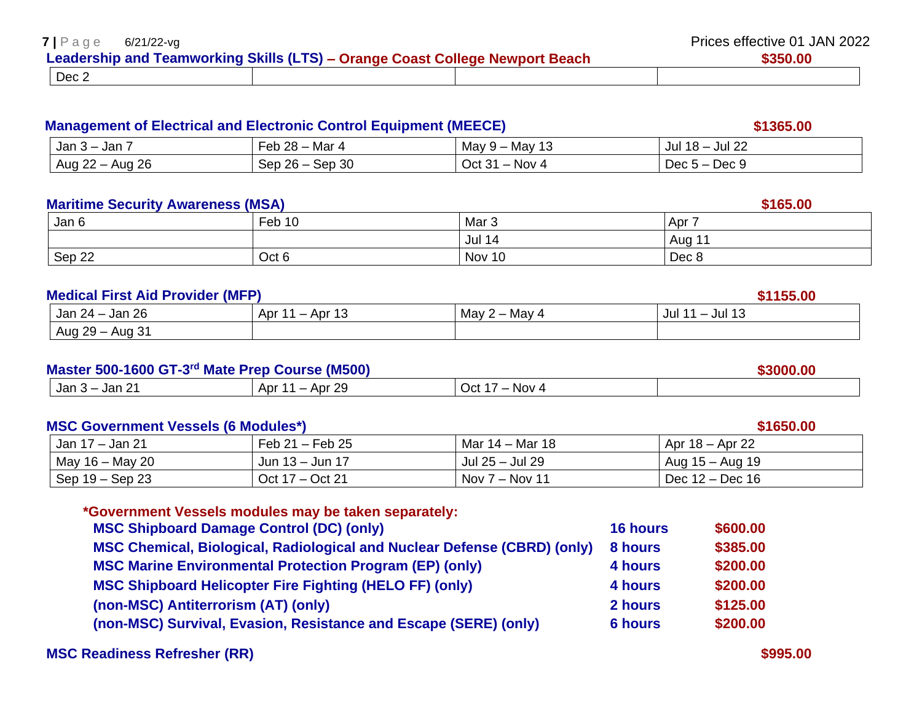Prices effective 01 JAN 2022

### Leadership and Teamworking Skills (LTS) – Orange Coast College Newport Beach — $350.00

| | | | |
|---|---|---|---|
| Dec 2 | | | |

### Management of Electrical and Electronic Control Equipment (MEECE) — $1365.00

| | | | |
|---|---|---|---|
| Jan 3 – Jan 7 | Feb 28 – Mar 4 | May 9 – May 13 | Jul 18 – Jul 22 |
| Aug 22 – Aug 26 | Sep 26 – Sep 30 | Oct 31 – Nov 4 | Dec 5 – Dec 9 |

### Maritime Security Awareness (MSA) — $165.00

| | | | |
|---|---|---|---|
| Jan 6 | Feb 10 | Mar 3 | Apr 7 |
| | | Jul 14 | Aug 11 |
| Sep 22 | Oct 6 | Nov 10 | Dec 8 |

### Medical First Aid Provider (MFP) — $1155.00

| | | | |
|---|---|---|---|
| Jan 24 – Jan 26 | Apr 11 – Apr 13 | May 2 – May 4 | Jul 11 – Jul 13 |
| Aug 29 – Aug 31 | | | |

### Master 500-1600 GT-3rd Mate Prep Course (M500) — $3000.00

| | | | |
|---|---|---|---|
| Jan 3 – Jan 21 | Apr 11 – Apr 29 | Oct 17 – Nov 4 | |

### MSC Government Vessels (6 Modules*) — $1650.00

| | | | |
|---|---|---|---|
| Jan 17 – Jan 21 | Feb 21 – Feb 25 | Mar 14 – Mar 18 | Apr 18 – Apr 22 |
| May 16 – May 20 | Jun 13 – Jun 17 | Jul 25 – Jul 29 | Aug 15 – Aug 19 |
| Sep 19 – Sep 23 | Oct 17 – Oct 21 | Nov 7 – Nov 11 | Dec 12 – Dec 16 |

**\*Government Vessels modules may be taken separately:**

| Module | Hours | Price |
|---|---|---|
| MSC Shipboard Damage Control (DC) (only) | 16 hours | $600.00 |
| MSC Chemical, Biological, Radiological and Nuclear Defense (CBRD) (only) | 8 hours | $385.00 |
| MSC Marine Environmental Protection Program (EP) (only) | 4 hours | $200.00 |
| MSC Shipboard Helicopter Fire Fighting (HELO FF) (only) | 4 hours | $200.00 |
| (non-MSC) Antiterrorism (AT) (only) | 2 hours | $125.00 |
| (non-MSC) Survival, Evasion, Resistance and Escape (SERE) (only) | 6 hours | $200.00 |

### MSC Readiness Refresher (RR) — $995.00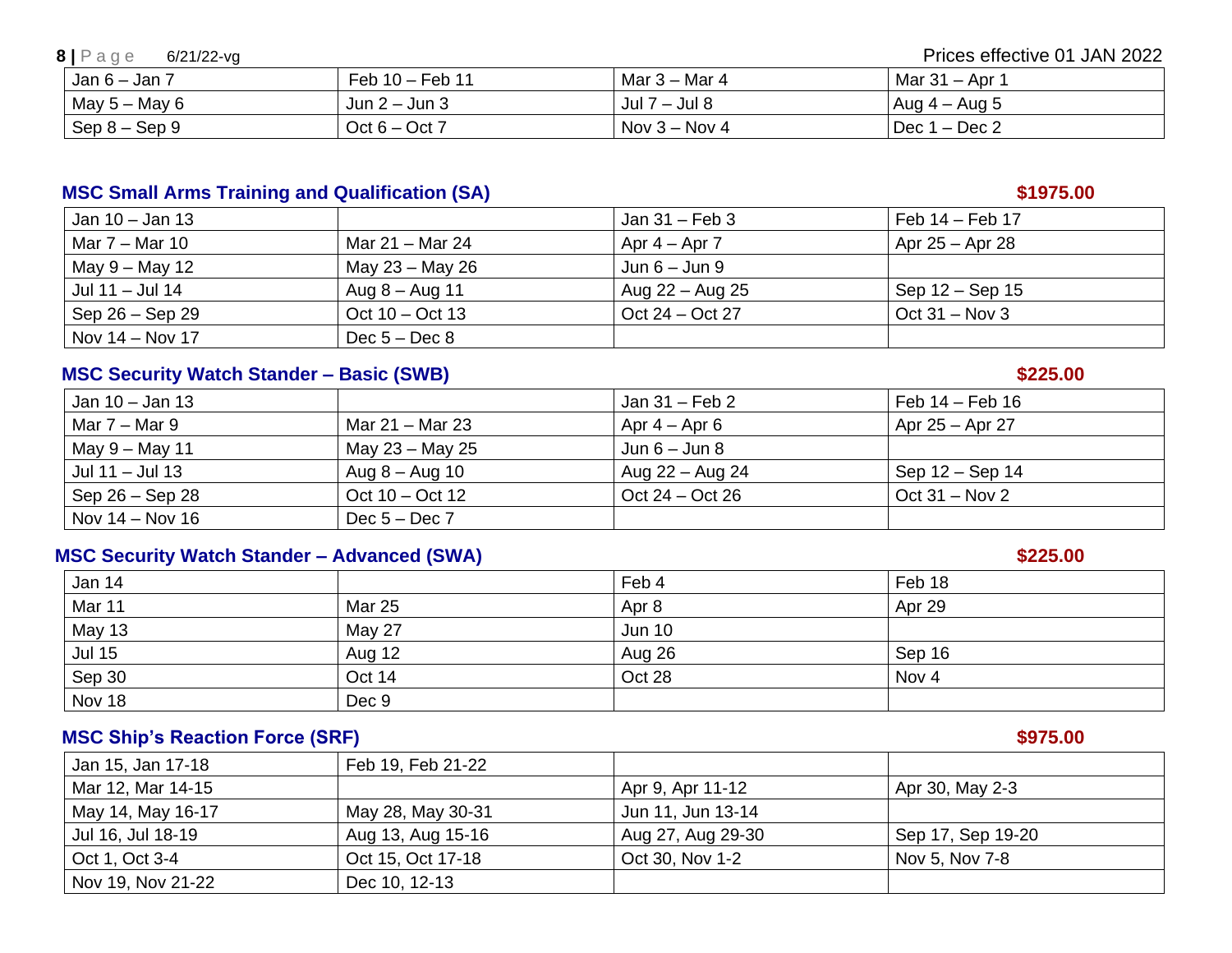| Jan 6 – Jan 7 | Feb 10 – Feb 11 | Mar 3 – Mar 4 | Mar 31 – Apr 1 |
|---|---|---|---|
| May 5 – May 6 | Jun 2 – Jun 3 | Jul 7 – Jul 8 | Aug 4 – Aug 5 |
| Sep 8 – Sep 9 | Oct 6 – Oct 7 | Nov 3 – Nov 4 | Dec 1 – Dec 2 |

### MSC Small Arms Training and Qualification (SA) — $1975.00

| Jan 10 – Jan 13 | | Jan 31 – Feb 3 | Feb 14 – Feb 17 |
|---|---|---|---|
| Mar 7 – Mar 10 | Mar 21 – Mar 24 | Apr 4 – Apr 7 | Apr 25 – Apr 28 |
| May 9 – May 12 | May 23 – May 26 | Jun 6 – Jun 9 | |
| Jul 11 – Jul 14 | Aug 8 – Aug 11 | Aug 22 – Aug 25 | Sep 12 – Sep 15 |
| Sep 26 – Sep 29 | Oct 10 – Oct 13 | Oct 24 – Oct 27 | Oct 31 – Nov 3 |
| Nov 14 – Nov 17 | Dec 5 – Dec 8 | | |

### MSC Security Watch Stander – Basic (SWB) — $225.00

| Jan 10 – Jan 13 | | Jan 31 – Feb 2 | Feb 14 – Feb 16 |
|---|---|---|---|
| Mar 7 – Mar 9 | Mar 21 – Mar 23 | Apr 4 – Apr 6 | Apr 25 – Apr 27 |
| May 9 – May 11 | May 23 – May 25 | Jun 6 – Jun 8 | |
| Jul 11 – Jul 13 | Aug 8 – Aug 10 | Aug 22 – Aug 24 | Sep 12 – Sep 14 |
| Sep 26 – Sep 28 | Oct 10 – Oct 12 | Oct 24 – Oct 26 | Oct 31 – Nov 2 |
| Nov 14 – Nov 16 | Dec 5 – Dec 7 | | |

### MSC Security Watch Stander – Advanced (SWA) — $225.00

| Jan 14 | | Feb 4 | Feb 18 |
|---|---|---|---|
| Mar 11 | Mar 25 | Apr 8 | Apr 29 |
| May 13 | May 27 | Jun 10 | |
| Jul 15 | Aug 12 | Aug 26 | Sep 16 |
| Sep 30 | Oct 14 | Oct 28 | Nov 4 |
| Nov 18 | Dec 9 | | |

### MSC Ship's Reaction Force (SRF) — $975.00

| Jan 15, Jan 17-18 | Feb 19, Feb 21-22 | | |
|---|---|---|---|
| Mar 12, Mar 14-15 | | Apr 9, Apr 11-12 | Apr 30, May 2-3 |
| May 14, May 16-17 | May 28, May 30-31 | Jun 11, Jun 13-14 | |
| Jul 16, Jul 18-19 | Aug 13, Aug 15-16 | Aug 27, Aug 29-30 | Sep 17, Sep 19-20 |
| Oct 1, Oct 3-4 | Oct 15, Oct 17-18 | Oct 30, Nov 1-2 | Nov 5, Nov 7-8 |
| Nov 19, Nov 21-22 | Dec 10, 12-13 | | |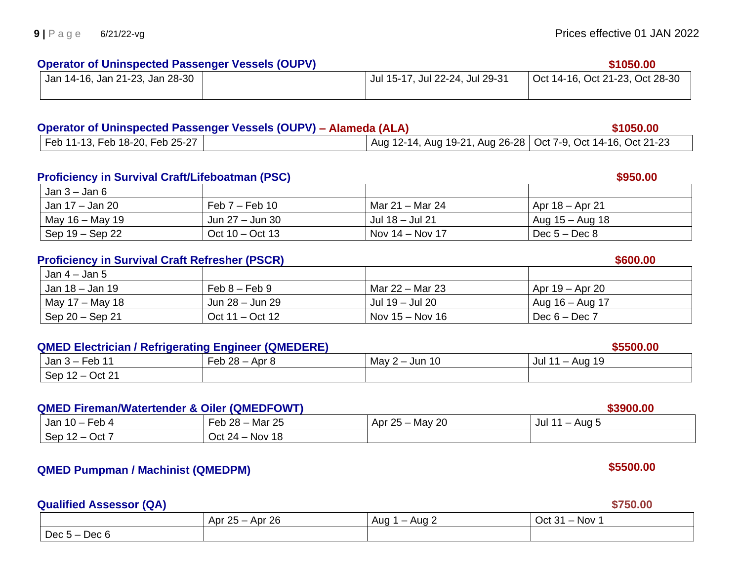Prices effective 01 JAN 2022

### Operator of Uninspected Passenger Vessels (OUPV) — $1050.00

| | | | |
|---|---|---|---|
| Jan 14-16, Jan 21-23, Jan 28-30 | | Jul 15-17, Jul 22-24, Jul 29-31 | Oct 14-16, Oct 21-23, Oct 28-30 |

### Operator of Uninspected Passenger Vessels (OUPV) – Alameda (ALA) — $1050.00

| | | | |
|---|---|---|---|
| Feb 11-13, Feb 18-20, Feb 25-27 | | Aug 12-14, Aug 19-21, Aug 26-28 | Oct 7-9, Oct 14-16, Oct 21-23 |

### Proficiency in Survival Craft/Lifeboatman (PSC) — $950.00

| | | | |
|---|---|---|---|
| Jan 3 – Jan 6 | | | |
| Jan 17 – Jan 20 | Feb 7 – Feb 10 | Mar 21 – Mar 24 | Apr 18 – Apr 21 |
| May 16 – May 19 | Jun 27 – Jun 30 | Jul 18 – Jul 21 | Aug 15 – Aug 18 |
| Sep 19 – Sep 22 | Oct 10 – Oct 13 | Nov 14 – Nov 17 | Dec 5 – Dec 8 |

### Proficiency in Survival Craft Refresher (PSCR) — $600.00

| | | | |
|---|---|---|---|
| Jan 4 – Jan 5 | | | |
| Jan 18 – Jan 19 | Feb 8 – Feb 9 | Mar 22 – Mar 23 | Apr 19 – Apr 20 |
| May 17 – May 18 | Jun 28 – Jun 29 | Jul 19 – Jul 20 | Aug 16 – Aug 17 |
| Sep 20 – Sep 21 | Oct 11 – Oct 12 | Nov 15 – Nov 16 | Dec 6 – Dec 7 |

### QMED Electrician / Refrigerating Engineer (QMEDERE) — $5500.00

| | | | |
|---|---|---|---|
| Jan 3 – Feb 11 | Feb 28 – Apr 8 | May 2 – Jun 10 | Jul 11 – Aug 19 |
| Sep 12 – Oct 21 | | | |

### QMED Fireman/Watertender & Oiler (QMEDFOWT) — $3900.00

| | | | |
|---|---|---|---|
| Jan 10 – Feb 4 | Feb 28 – Mar 25 | Apr 25 – May 20 | Jul 11 – Aug 5 |
| Sep 12 – Oct 7 | Oct 24 – Nov 18 | | |

### QMED Pumpman / Machinist (QMEDPM) — $5500.00

### Qualified Assessor (QA) — $750.00

| | | | |
|---|---|---|---|
| | Apr 25 – Apr 26 | Aug 1 – Aug 2 | Oct 31 – Nov 1 |
| Dec 5 – Dec 6 | | | |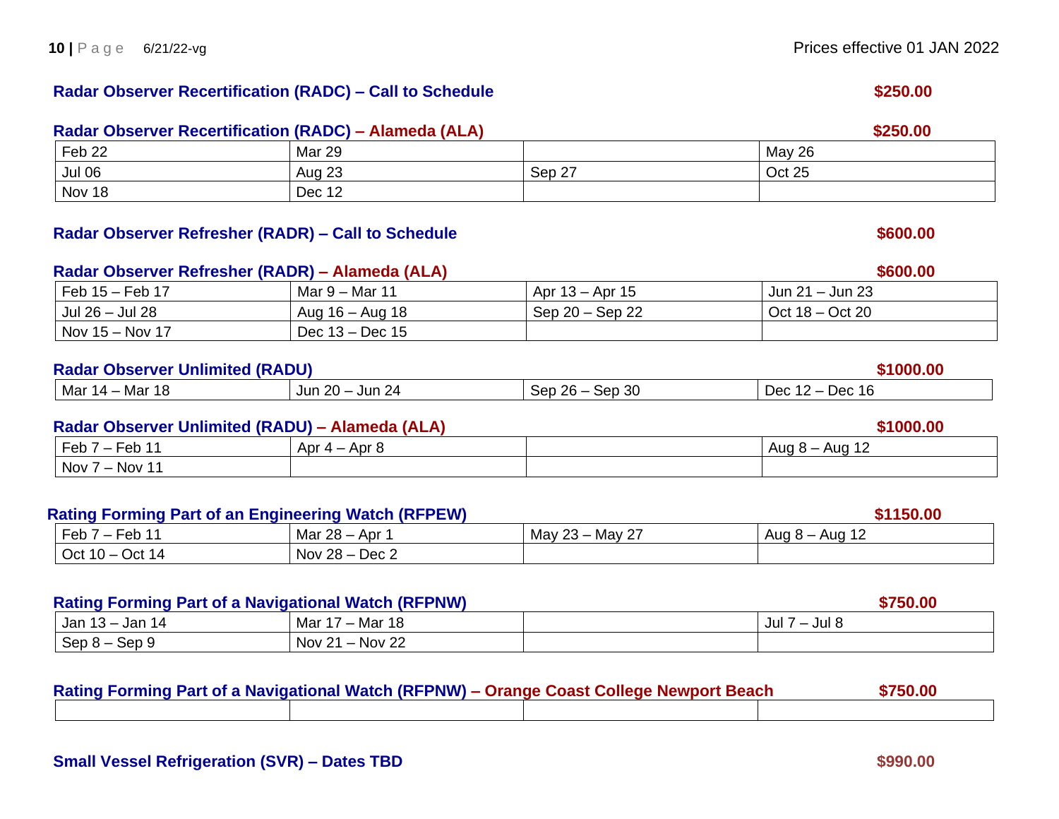### Radar Observer Recertification (RADC) – Call to Schedule — $250.00

### Radar Observer Recertification (RADC) – Alameda (ALA) — $250.00

| | | | |
|---|---|---|---|
| Feb 22 | Mar 29 | | May 26 |
| Jul 06 | Aug 23 | Sep 27 | Oct 25 |
| Nov 18 | Dec 12 | | |

### Radar Observer Refresher (RADR) – Call to Schedule — $600.00

### Radar Observer Refresher (RADR) – Alameda (ALA) — $600.00

| | | | |
|---|---|---|---|
| Feb 15 – Feb 17 | Mar 9 – Mar 11 | Apr 13 – Apr 15 | Jun 21 – Jun 23 |
| Jul 26 – Jul 28 | Aug 16 – Aug 18 | Sep 20 – Sep 22 | Oct 18 – Oct 20 |
| Nov 15 – Nov 17 | Dec 13 – Dec 15 | | |

### Radar Observer Unlimited (RADU) — $1000.00

| | | | |
|---|---|---|---|
| Mar 14 – Mar 18 | Jun 20 – Jun 24 | Sep 26 – Sep 30 | Dec 12 – Dec 16 |

### Radar Observer Unlimited (RADU) – Alameda (ALA) — $1000.00

| | | | |
|---|---|---|---|
| Feb 7 – Feb 11 | Apr 4 – Apr 8 | | Aug 8 – Aug 12 |
| Nov 7 – Nov 11 | | | |

### Rating Forming Part of an Engineering Watch (RFPEW) — $1150.00

| | | | |
|---|---|---|---|
| Feb 7 – Feb 11 | Mar 28 – Apr 1 | May 23 – May 27 | Aug 8 – Aug 12 |
| Oct 10 – Oct 14 | Nov 28 – Dec 2 | | |

### Rating Forming Part of a Navigational Watch (RFPNW) — $750.00

| | | | |
|---|---|---|---|
| Jan 13 – Jan 14 | Mar 17 – Mar 18 | | Jul 7 – Jul 8 |
| Sep 8 – Sep 9 | Nov 21 – Nov 22 | | |

### Rating Forming Part of a Navigational Watch (RFPNW) – Orange Coast College Newport Beach — $750.00

| | | | |
|---|---|---|---|
| | | | |

### Small Vessel Refrigeration (SVR) – Dates TBD — $990.00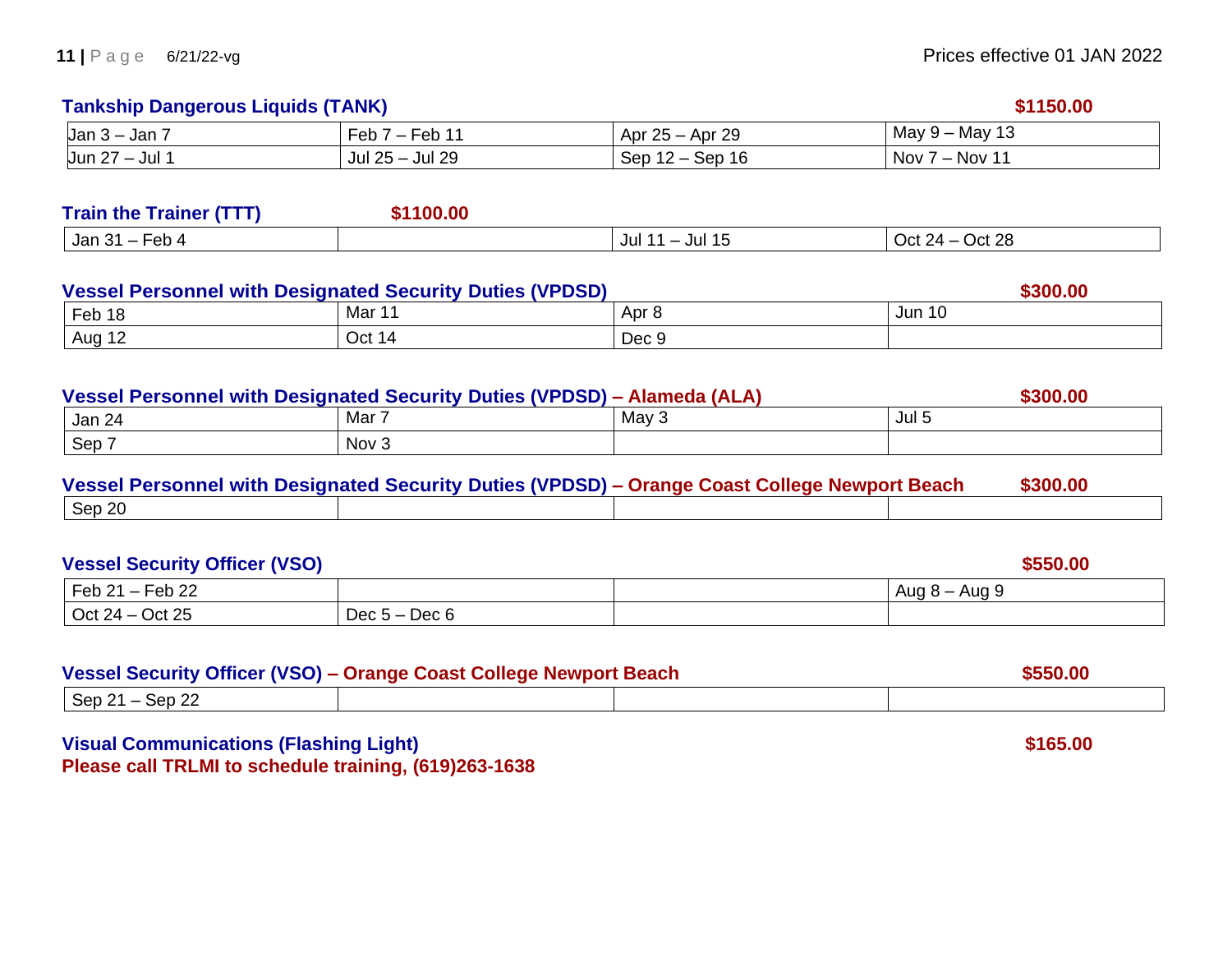Prices effective 01 JAN 2022

### Tankship Dangerous Liquids (TANK) — $1150.00

| | | | |
|---|---|---|---|
| Jan 3 – Jan 7 | Feb 7 – Feb 11 | Apr 25 – Apr 29 | May 9 – May 13 |
| Jun 27 – Jul 1 | Jul 25 – Jul 29 | Sep 12 – Sep 16 | Nov 7 – Nov 11 |

### Train the Trainer (TTT) — $1100.00

| | | | |
|---|---|---|---|
| Jan 31 – Feb 4 | | Jul 11 – Jul 15 | Oct 24 – Oct 28 |

### Vessel Personnel with Designated Security Duties (VPDSD) — $300.00

| | | | |
|---|---|---|---|
| Feb 18 | Mar 11 | Apr 8 | Jun 10 |
| Aug 12 | Oct 14 | Dec 9 | |

### Vessel Personnel with Designated Security Duties (VPDSD) – Alameda (ALA) — $300.00

| | | | |
|---|---|---|---|
| Jan 24 | Mar 7 | May 3 | Jul 5 |
| Sep 7 | Nov 3 | | |

### Vessel Personnel with Designated Security Duties (VPDSD) – Orange Coast College Newport Beach — $300.00

| | | | |
|---|---|---|---|
| Sep 20 | | | |

### Vessel Security Officer (VSO) — $550.00

| | | | |
|---|---|---|---|
| Feb 21 – Feb 22 | | | Aug 8 – Aug 9 |
| Oct 24 – Oct 25 | Dec 5 – Dec 6 | | |

### Vessel Security Officer (VSO) – Orange Coast College Newport Beach — $550.00

| | | | |
|---|---|---|---|
| Sep 21 – Sep 22 | | | |

### Visual Communications (Flashing Light) — $165.00

**Please call TRLMI to schedule training, (619)263-1638**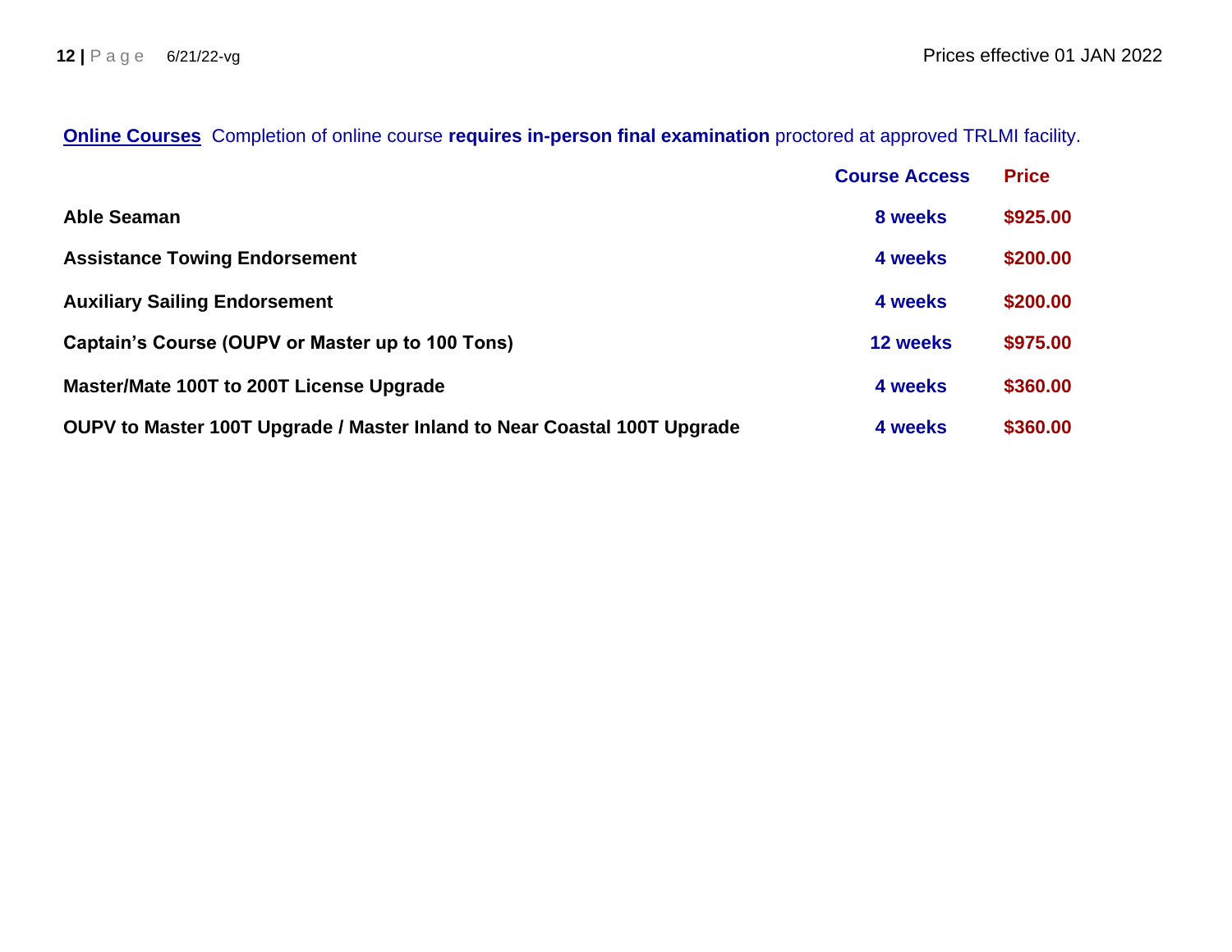**Online Courses** Completion of online course **requires in-person final examination** proctored at approved TRLMI facility.

| | Course Access | Price |
|---|---|---|
| **Able Seaman** | **8 weeks** | **$925.00** |
| **Assistance Towing Endorsement** | **4 weeks** | **$200.00** |
| **Auxiliary Sailing Endorsement** | **4 weeks** | **$200.00** |
| **Captain's Course (OUPV or Master up to 100 Tons)** | **12 weeks** | **$975.00** |
| **Master/Mate 100T to 200T License Upgrade** | **4 weeks** | **$360.00** |
| **OUPV to Master 100T Upgrade / Master Inland to Near Coastal 100T Upgrade** | **4 weeks** | **$360.00** |